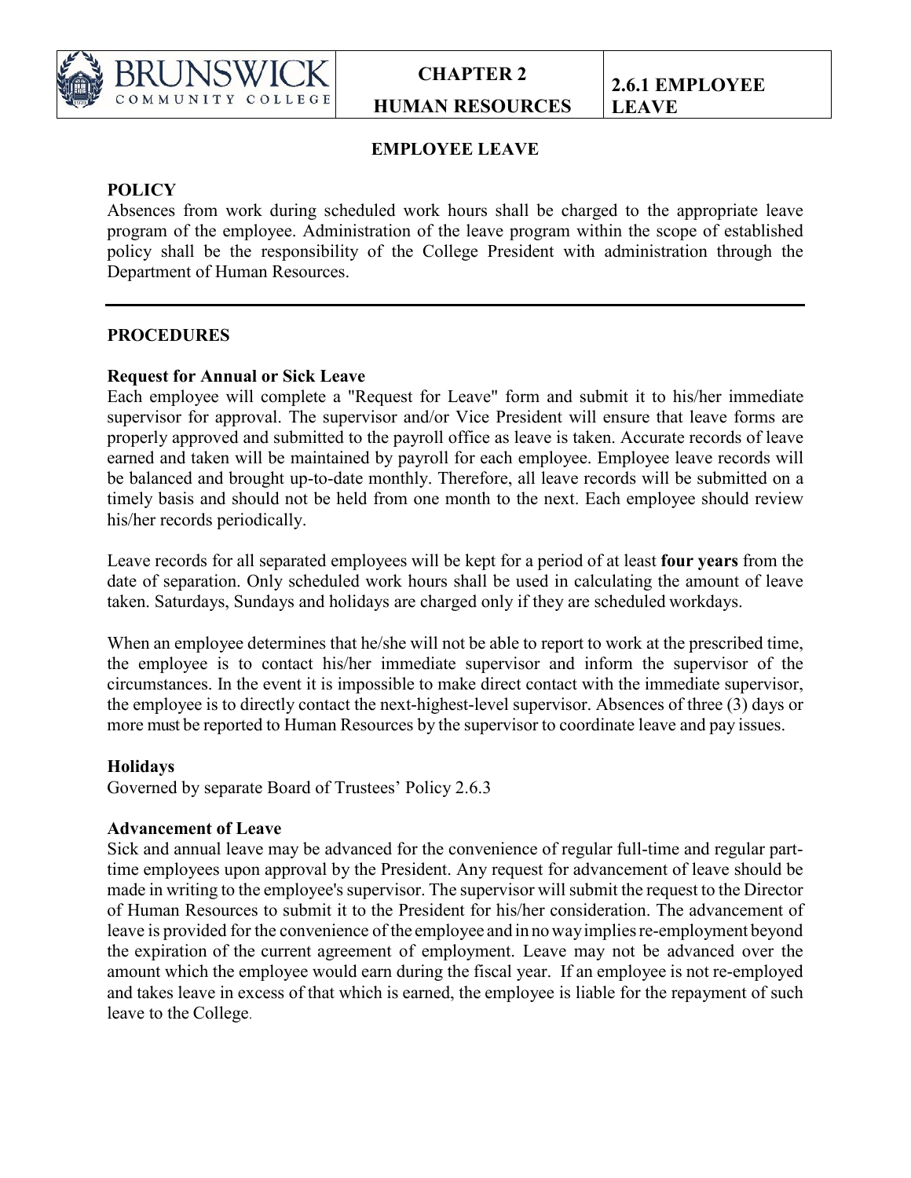# EMPLOYEE LEAVE

## POLICY

Absences from work during scheduled work hours shall be charged to the appropriate leave program of the employee. Administration of the leave program within the scope of established policy shall be the responsibility of the College President with administration through the Department of Human Resources.

---

## PROCEDURES

### Request for Annual or Sick Leave

Each employee will complete a "Request for Leave" form and submit it to his/her immediate supervisor for approval. The supervisor and/or Vice President will ensure that leave forms are properly approved and submitted to the payroll office as leave is taken. Accurate records of leave earned and taken will be maintained by payroll for each employee. Employee leave records will be balanced and brought up-to-date monthly. Therefore, all leave records will be submitted on a timely basis and should not be held from one month to the next. Each employee should review his/her records periodically.

Leave records for all separated employees will be kept for a period of at least **four years** from the date of separation. Only scheduled work hours shall be used in calculating the amount of leave taken. Saturdays, Sundays and holidays are charged only if they are scheduled workdays.

When an employee determines that he/she will not be able to report to work at the prescribed time, the employee is to contact his/her immediate supervisor and inform the supervisor of the circumstances. In the event it is impossible to make direct contact with the immediate supervisor, the employee is to directly contact the next-highest-level supervisor. Absences of three (3) days or more must be reported to Human Resources by the supervisor to coordinate leave and pay issues.

### Holidays

Governed by separate Board of Trustees' Policy 2.6.3

### Advancement of Leave

Sick and annual leave may be advanced for the convenience of regular full-time and regular part-time employees upon approval by the President. Any request for advancement of leave should be made in writing to the employee's supervisor. The supervisor will submit the request to the Director of Human Resources to submit it to the President for his/her consideration. The advancement of leave is provided for the convenience of the employee and in no way implies re-employment beyond the expiration of the current agreement of employment. Leave may not be advanced over the amount which the employee would earn during the fiscal year. If an employee is not re-employed and takes leave in excess of that which is earned, the employee is liable for the repayment of such leave to the College.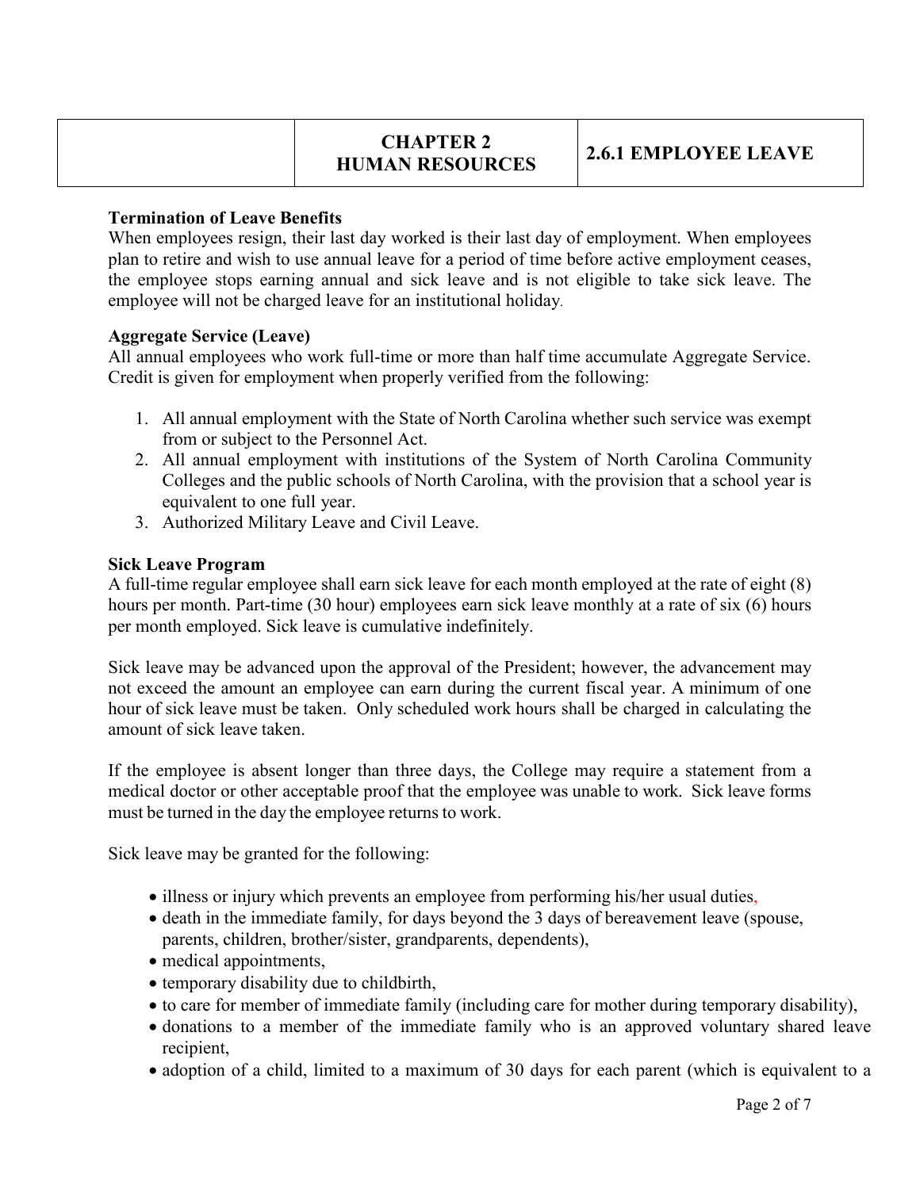## Termination of Leave Benefits

When employees resign, their last day worked is their last day of employment. When employees plan to retire and wish to use annual leave for a period of time before active employment ceases, the employee stops earning annual and sick leave and is not eligible to take sick leave. The employee will not be charged leave for an institutional holiday.

## Aggregate Service (Leave)

All annual employees who work full-time or more than half time accumulate Aggregate Service. Credit is given for employment when properly verified from the following:

1. All annual employment with the State of North Carolina whether such service was exempt from or subject to the Personnel Act.
2. All annual employment with institutions of the System of North Carolina Community Colleges and the public schools of North Carolina, with the provision that a school year is equivalent to one full year.
3. Authorized Military Leave and Civil Leave.

## Sick Leave Program

A full-time regular employee shall earn sick leave for each month employed at the rate of eight (8) hours per month. Part-time (30 hour) employees earn sick leave monthly at a rate of six (6) hours per month employed. Sick leave is cumulative indefinitely.

Sick leave may be advanced upon the approval of the President; however, the advancement may not exceed the amount an employee can earn during the current fiscal year. A minimum of one hour of sick leave must be taken. Only scheduled work hours shall be charged in calculating the amount of sick leave taken.

If the employee is absent longer than three days, the College may require a statement from a medical doctor or other acceptable proof that the employee was unable to work. Sick leave forms must be turned in the day the employee returns to work.

Sick leave may be granted for the following:

- illness or injury which prevents an employee from performing his/her usual duties,
- death in the immediate family, for days beyond the 3 days of bereavement leave (spouse, parents, children, brother/sister, grandparents, dependents),
- medical appointments,
- temporary disability due to childbirth,
- to care for member of immediate family (including care for mother during temporary disability),
- donations to a member of the immediate family who is an approved voluntary shared leave recipient,
- adoption of a child, limited to a maximum of 30 days for each parent (which is equivalent to a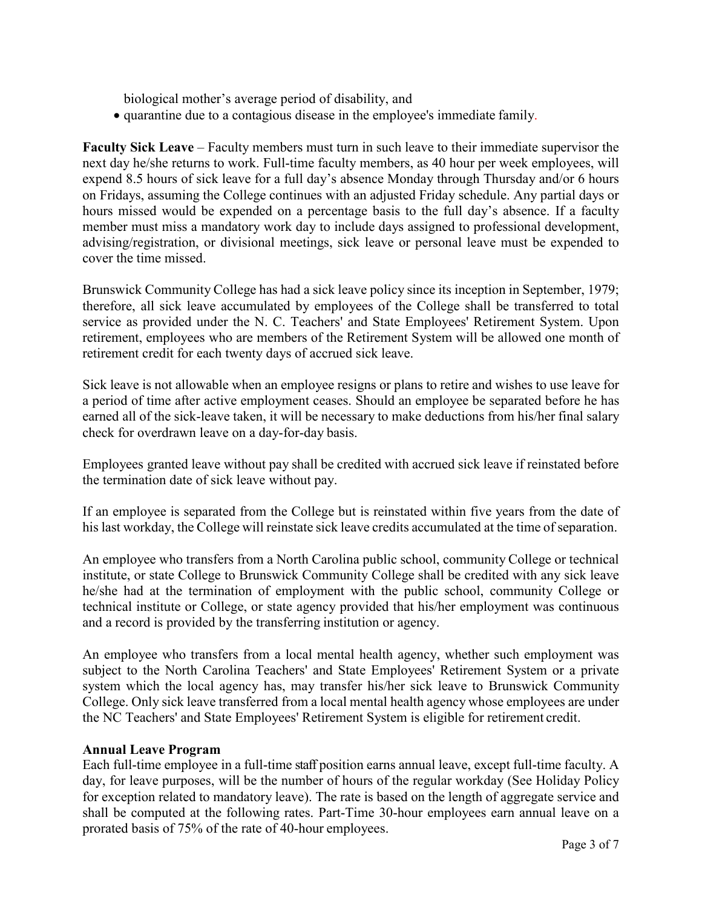biological mother's average period of disability, and

- quarantine due to a contagious disease in the employee's immediate family.

**Faculty Sick Leave** – Faculty members must turn in such leave to their immediate supervisor the next day he/she returns to work. Full-time faculty members, as 40 hour per week employees, will expend 8.5 hours of sick leave for a full day's absence Monday through Thursday and/or 6 hours on Fridays, assuming the College continues with an adjusted Friday schedule. Any partial days or hours missed would be expended on a percentage basis to the full day's absence. If a faculty member must miss a mandatory work day to include days assigned to professional development, advising/registration, or divisional meetings, sick leave or personal leave must be expended to cover the time missed.

Brunswick Community College has had a sick leave policy since its inception in September, 1979; therefore, all sick leave accumulated by employees of the College shall be transferred to total service as provided under the N. C. Teachers' and State Employees' Retirement System. Upon retirement, employees who are members of the Retirement System will be allowed one month of retirement credit for each twenty days of accrued sick leave.

Sick leave is not allowable when an employee resigns or plans to retire and wishes to use leave for a period of time after active employment ceases. Should an employee be separated before he has earned all of the sick-leave taken, it will be necessary to make deductions from his/her final salary check for overdrawn leave on a day-for-day basis.

Employees granted leave without pay shall be credited with accrued sick leave if reinstated before the termination date of sick leave without pay.

If an employee is separated from the College but is reinstated within five years from the date of his last workday, the College will reinstate sick leave credits accumulated at the time of separation.

An employee who transfers from a North Carolina public school, community College or technical institute, or state College to Brunswick Community College shall be credited with any sick leave he/she had at the termination of employment with the public school, community College or technical institute or College, or state agency provided that his/her employment was continuous and a record is provided by the transferring institution or agency.

An employee who transfers from a local mental health agency, whether such employment was subject to the North Carolina Teachers' and State Employees' Retirement System or a private system which the local agency has, may transfer his/her sick leave to Brunswick Community College. Only sick leave transferred from a local mental health agency whose employees are under the NC Teachers' and State Employees' Retirement System is eligible for retirement credit.

**Annual Leave Program**

Each full-time employee in a full-time staff position earns annual leave, except full-time faculty. A day, for leave purposes, will be the number of hours of the regular workday (See Holiday Policy for exception related to mandatory leave). The rate is based on the length of aggregate service and shall be computed at the following rates. Part-Time 30-hour employees earn annual leave on a prorated basis of 75% of the rate of 40-hour employees.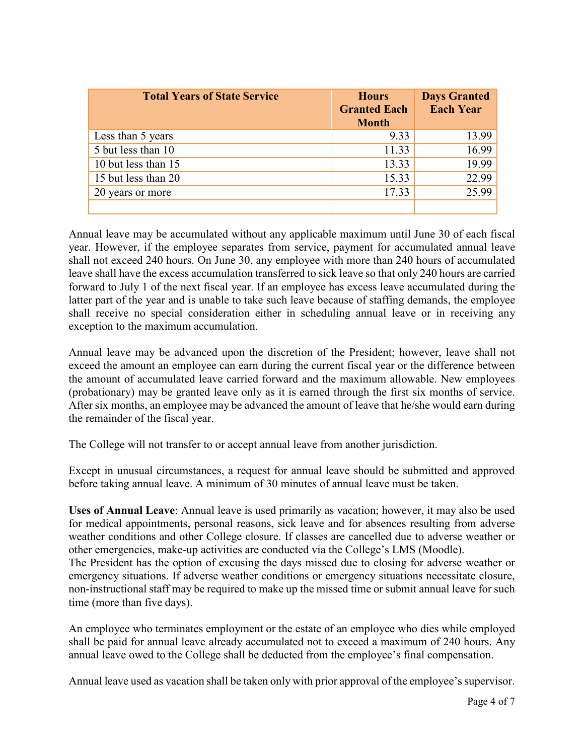| Total Years of State Service | Hours Granted Each Month | Days Granted Each Year |
|---|---|---|
| Less than 5 years | 9.33 | 13.99 |
| 5 but less than 10 | 11.33 | 16.99 |
| 10 but less than 15 | 13.33 | 19.99 |
| 15 but less than 20 | 15.33 | 22.99 |
| 20 years or more | 17.33 | 25.99 |
| | | |

Annual leave may be accumulated without any applicable maximum until June 30 of each fiscal year. However, if the employee separates from service, payment for accumulated annual leave shall not exceed 240 hours. On June 30, any employee with more than 240 hours of accumulated leave shall have the excess accumulation transferred to sick leave so that only 240 hours are carried forward to July 1 of the next fiscal year. If an employee has excess leave accumulated during the latter part of the year and is unable to take such leave because of staffing demands, the employee shall receive no special consideration either in scheduling annual leave or in receiving any exception to the maximum accumulation.

Annual leave may be advanced upon the discretion of the President; however, leave shall not exceed the amount an employee can earn during the current fiscal year or the difference between the amount of accumulated leave carried forward and the maximum allowable. New employees (probationary) may be granted leave only as it is earned through the first six months of service. After six months, an employee may be advanced the amount of leave that he/she would earn during the remainder of the fiscal year.

The College will not transfer to or accept annual leave from another jurisdiction.

Except in unusual circumstances, a request for annual leave should be submitted and approved before taking annual leave. A minimum of 30 minutes of annual leave must be taken.

**Uses of Annual Leave**: Annual leave is used primarily as vacation; however, it may also be used for medical appointments, personal reasons, sick leave and for absences resulting from adverse weather conditions and other College closure. If classes are cancelled due to adverse weather or other emergencies, make-up activities are conducted via the College's LMS (Moodle).
The President has the option of excusing the days missed due to closing for adverse weather or emergency situations. If adverse weather conditions or emergency situations necessitate closure, non-instructional staff may be required to make up the missed time or submit annual leave for such time (more than five days).

An employee who terminates employment or the estate of an employee who dies while employed shall be paid for annual leave already accumulated not to exceed a maximum of 240 hours. Any annual leave owed to the College shall be deducted from the employee's final compensation.

Annual leave used as vacation shall be taken only with prior approval of the employee's supervisor.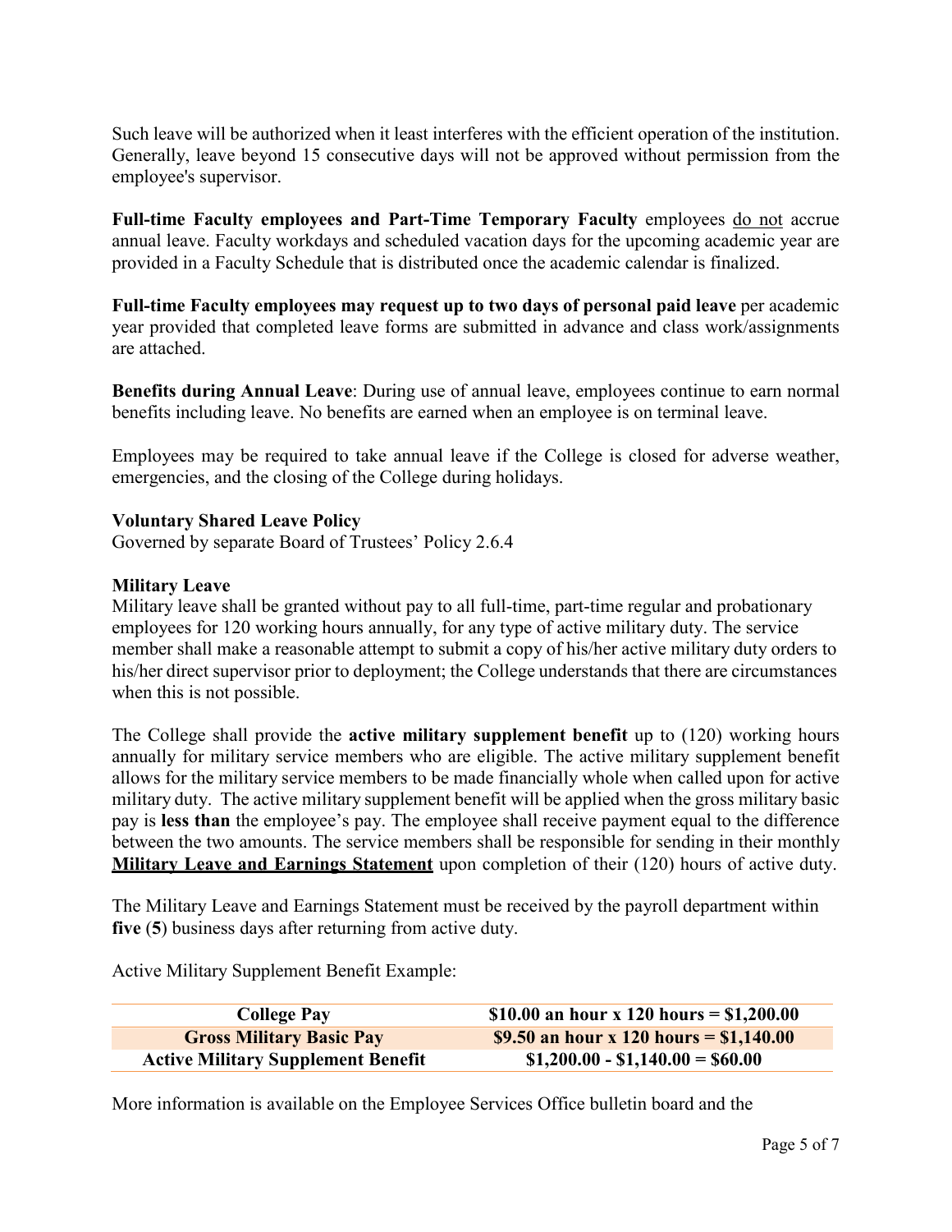Such leave will be authorized when it least interferes with the efficient operation of the institution. Generally, leave beyond 15 consecutive days will not be approved without permission from the employee's supervisor.

**Full-time Faculty employees and Part-Time Temporary Faculty** employees do not accrue annual leave. Faculty workdays and scheduled vacation days for the upcoming academic year are provided in a Faculty Schedule that is distributed once the academic calendar is finalized.

**Full-time Faculty employees may request up to two days of personal paid leave** per academic year provided that completed leave forms are submitted in advance and class work/assignments are attached.

**Benefits during Annual Leave**: During use of annual leave, employees continue to earn normal benefits including leave. No benefits are earned when an employee is on terminal leave.

Employees may be required to take annual leave if the College is closed for adverse weather, emergencies, and the closing of the College during holidays.

**Voluntary Shared Leave Policy**
Governed by separate Board of Trustees' Policy 2.6.4

**Military Leave**
Military leave shall be granted without pay to all full-time, part-time regular and probationary employees for 120 working hours annually, for any type of active military duty. The service member shall make a reasonable attempt to submit a copy of his/her active military duty orders to his/her direct supervisor prior to deployment; the College understands that there are circumstances when this is not possible.

The College shall provide the **active military supplement benefit** up to (120) working hours annually for military service members who are eligible. The active military supplement benefit allows for the military service members to be made financially whole when called upon for active military duty. The active military supplement benefit will be applied when the gross military basic pay is **less than** the employee's pay. The employee shall receive payment equal to the difference between the two amounts. The service members shall be responsible for sending in their monthly **Military Leave and Earnings Statement** upon completion of their (120) hours of active duty.

The Military Leave and Earnings Statement must be received by the payroll department within **five** (**5**) business days after returning from active duty.

Active Military Supplement Benefit Example:

| | |
|---|---|
| **College Pay** | **$10.00 an hour x 120 hours = $1,200.00** |
| **Gross Military Basic Pay** | **$9.50 an hour x 120 hours = $1,140.00** |
| **Active Military Supplement Benefit** | **$1,200.00 - $1,140.00 = $60.00** |

More information is available on the Employee Services Office bulletin board and the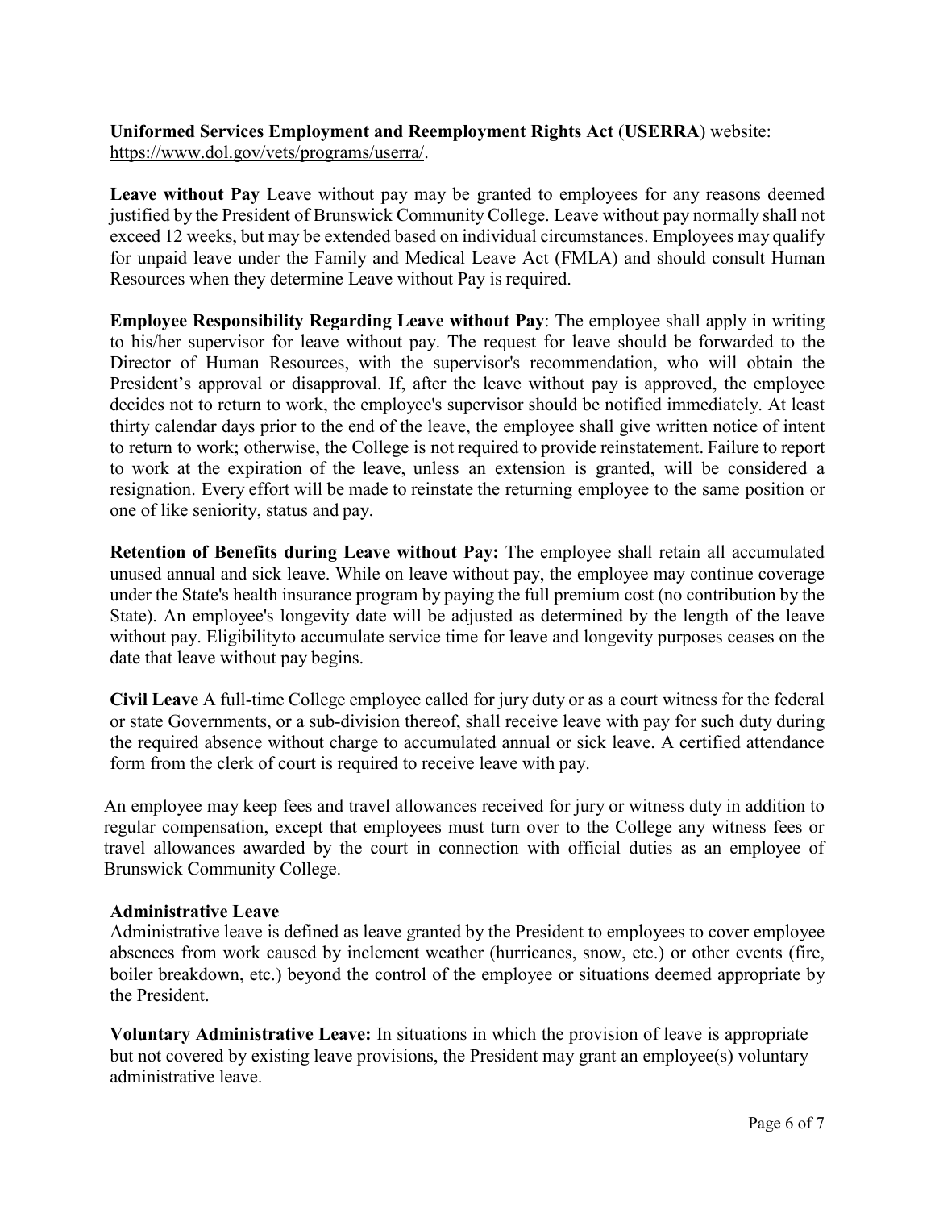**Uniformed Services Employment and Reemployment Rights Act** (**USERRA**) website: https://www.dol.gov/vets/programs/userra/.

**Leave without Pay** Leave without pay may be granted to employees for any reasons deemed justified by the President of Brunswick Community College. Leave without pay normally shall not exceed 12 weeks, but may be extended based on individual circumstances. Employees may qualify for unpaid leave under the Family and Medical Leave Act (FMLA) and should consult Human Resources when they determine Leave without Pay is required.

**Employee Responsibility Regarding Leave without Pay**: The employee shall apply in writing to his/her supervisor for leave without pay. The request for leave should be forwarded to the Director of Human Resources, with the supervisor's recommendation, who will obtain the President's approval or disapproval. If, after the leave without pay is approved, the employee decides not to return to work, the employee's supervisor should be notified immediately. At least thirty calendar days prior to the end of the leave, the employee shall give written notice of intent to return to work; otherwise, the College is not required to provide reinstatement. Failure to report to work at the expiration of the leave, unless an extension is granted, will be considered a resignation. Every effort will be made to reinstate the returning employee to the same position or one of like seniority, status and pay.

**Retention of Benefits during Leave without Pay:** The employee shall retain all accumulated unused annual and sick leave. While on leave without pay, the employee may continue coverage under the State's health insurance program by paying the full premium cost (no contribution by the State). An employee's longevity date will be adjusted as determined by the length of the leave without pay. Eligibilityto accumulate service time for leave and longevity purposes ceases on the date that leave without pay begins.

**Civil Leave** A full-time College employee called for jury duty or as a court witness for the federal or state Governments, or a sub-division thereof, shall receive leave with pay for such duty during the required absence without charge to accumulated annual or sick leave. A certified attendance form from the clerk of court is required to receive leave with pay.

An employee may keep fees and travel allowances received for jury or witness duty in addition to regular compensation, except that employees must turn over to the College any witness fees or travel allowances awarded by the court in connection with official duties as an employee of Brunswick Community College.

**Administrative Leave**

Administrative leave is defined as leave granted by the President to employees to cover employee absences from work caused by inclement weather (hurricanes, snow, etc.) or other events (fire, boiler breakdown, etc.) beyond the control of the employee or situations deemed appropriate by the President.

**Voluntary Administrative Leave:** In situations in which the provision of leave is appropriate but not covered by existing leave provisions, the President may grant an employee(s) voluntary administrative leave.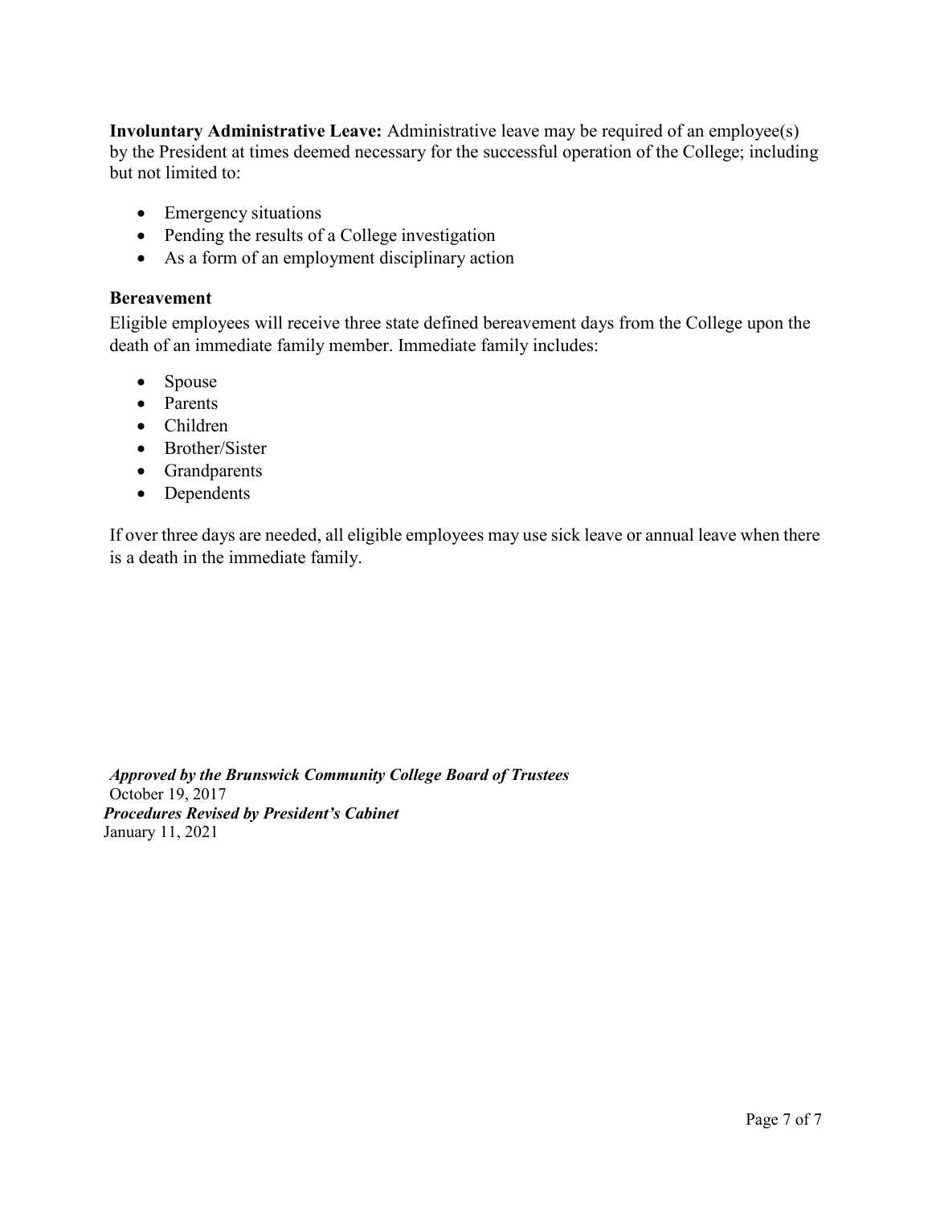**Involuntary Administrative Leave:** Administrative leave may be required of an employee(s) by the President at times deemed necessary for the successful operation of the College; including but not limited to:

- Emergency situations
- Pending the results of a College investigation
- As a form of an employment disciplinary action

### Bereavement

Eligible employees will receive three state defined bereavement days from the College upon the death of an immediate family member. Immediate family includes:

- Spouse
- Parents
- Children
- Brother/Sister
- Grandparents
- Dependents

If over three days are needed, all eligible employees may use sick leave or annual leave when there is a death in the immediate family.

***Approved by the Brunswick Community College Board of Trustees***
October 19, 2017
***Procedures Revised by President's Cabinet***
January 11, 2021